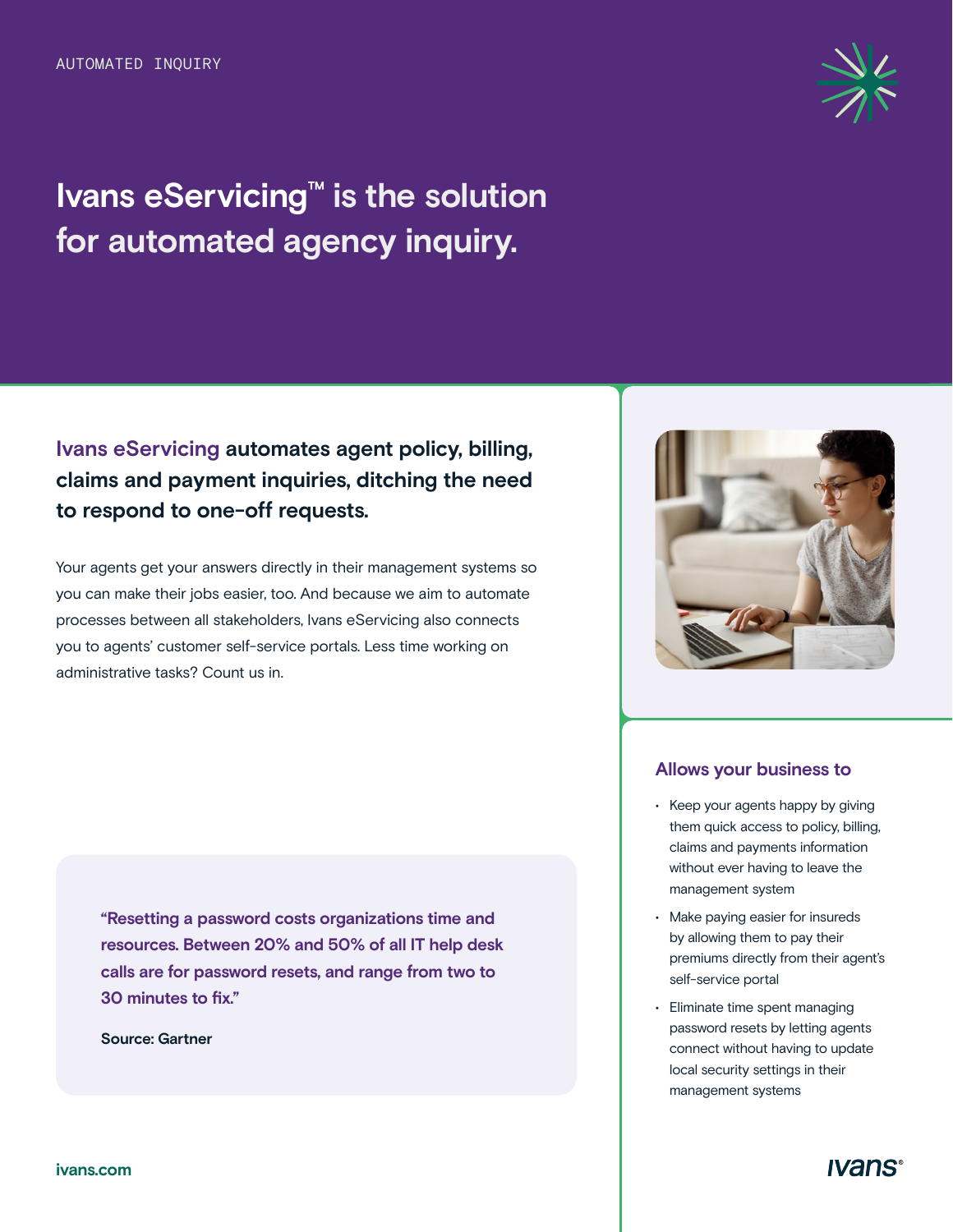AUTOMATED INQUIRY

# Ivans eServicing™ is the solution for automated agency inquiry.

**Ivans eServicing automates agent policy, billing, claims and payment inquiries, ditching the need to respond to one-off requests.**

Your agents get your answers directly in their management systems so you can make their jobs easier, too. And because we aim to automate processes between all stakeholders, Ivans eServicing also connects you to agents' customer self-service portals. Less time working on administrative tasks? Count us in.

> **"Resetting a password costs organizations time and resources. Between 20% and 50% of all IT help desk calls are for password resets, and range from two to 30 minutes to fix."**
>
> **Source: Gartner**

## Allows your business to

- Keep your agents happy by giving them quick access to policy, billing, claims and payments information without ever having to leave the management system
- Make paying easier for insureds by allowing them to pay their premiums directly from their agent's self-service portal
- Eliminate time spent managing password resets by letting agents connect without having to update local security settings in their management systems

ivans.com

ivans®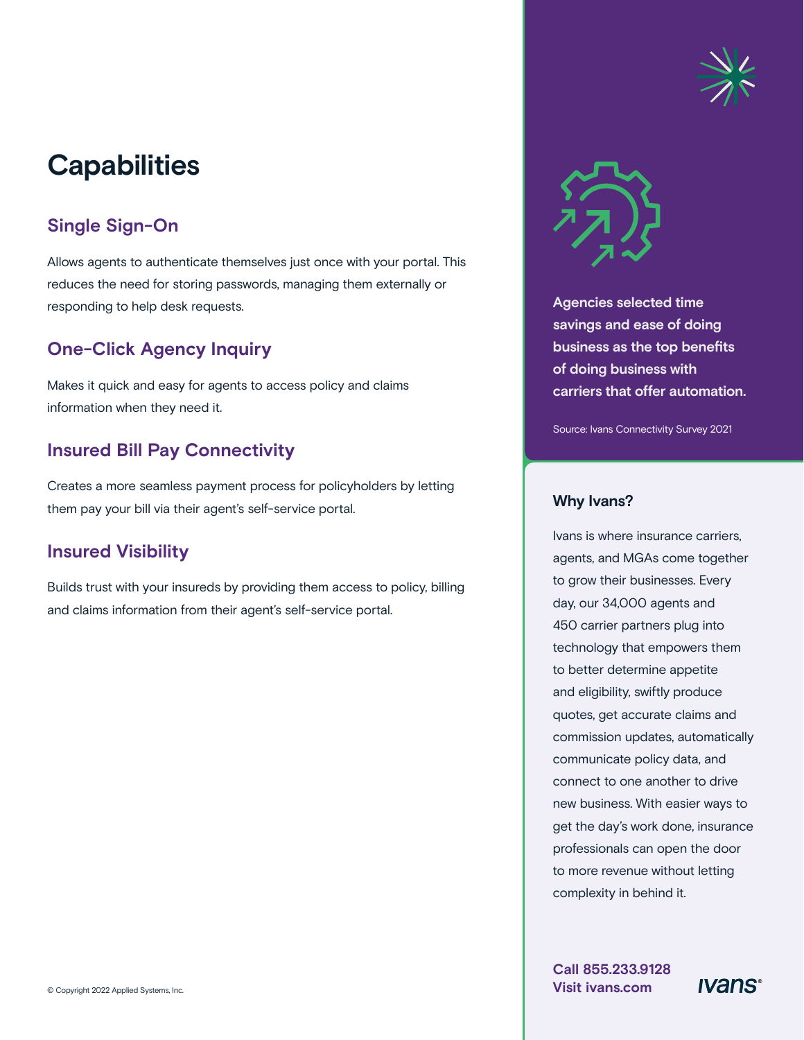# Capabilities

## Single Sign-On

Allows agents to authenticate themselves just once with your portal. This reduces the need for storing passwords, managing them externally or responding to help desk requests.

## One-Click Agency Inquiry

Makes it quick and easy for agents to access policy and claims information when they need it.

## Insured Bill Pay Connectivity

Creates a more seamless payment process for policyholders by letting them pay your bill via their agent's self-service portal.

## Insured Visibility

Builds trust with your insureds by providing them access to policy, billing and claims information from their agent's self-service portal.

**Agencies selected time savings and ease of doing business as the top benefits of doing business with carriers that offer automation.**

Source: Ivans Connectivity Survey 2021

### Why Ivans?

Ivans is where insurance carriers, agents, and MGAs come together to grow their businesses. Every day, our 34,000 agents and 450 carrier partners plug into technology that empowers them to better determine appetite and eligibility, swiftly produce quotes, get accurate claims and commission updates, automatically communicate policy data, and connect to one another to drive new business. With easier ways to get the day's work done, insurance professionals can open the door to more revenue without letting complexity in behind it.

**Call 855.233.9128**
**Visit ivans.com**

ivans®

© Copyright 2022 Applied Systems, Inc.